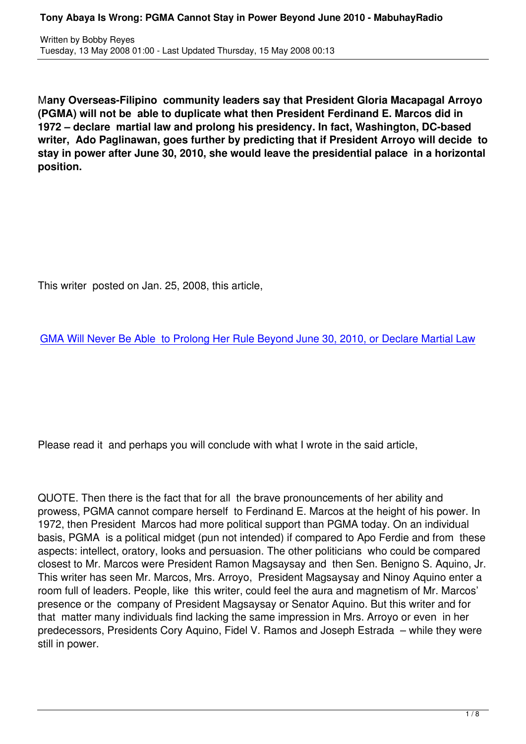**Many Overseas-Filipino community leaders say that President Gloria Macapagal Arroyo (PGMA) will not be able to duplicate what then President Ferdinand E. Marcos did in 1972 – declare martial law and prolong his presidency. In fact, Washington, DC-based writer, Ado Paglinawan, goes further by predicting that if President Arroyo will decide to stay in power after June 30, 2010, she would leave the presidential palace in a horizontal position.**

This writer posted on Jan. 25, 2008, this article,

GMA Will Never Be Able to Prolong Her Rule Beyond June 30, 2010, or Declare Martial Law

Please read it and perhaps you will conclude with what I wrote in the said article,

QUOTE. Then there is the fact that for all the brave pronouncements of her ability and prowess, PGMA cannot compare herself to Ferdinand E. Marcos at the height of his power. In 1972, then President Marcos had more political support than PGMA today. On an individual basis, PGMA is a political midget (pun not intended) if compared to Apo Ferdie and from these aspects: intellect, oratory, looks and persuasion. The other politicians who could be compared closest to Mr. Marcos were President Ramon Magsaysay and then Sen. Benigno S. Aquino, Jr. This writer has seen Mr. Marcos, Mrs. Arroyo, President Magsaysay and Ninoy Aquino enter a room full of leaders. People, like this writer, could feel the aura and magnetism of Mr. Marcos' presence or the company of President Magsaysay or Senator Aquino. But this writer and for that matter many individuals find lacking the same impression in Mrs. Arroyo or even in her predecessors, Presidents Cory Aquino, Fidel V. Ramos and Joseph Estrada – while they were still in power.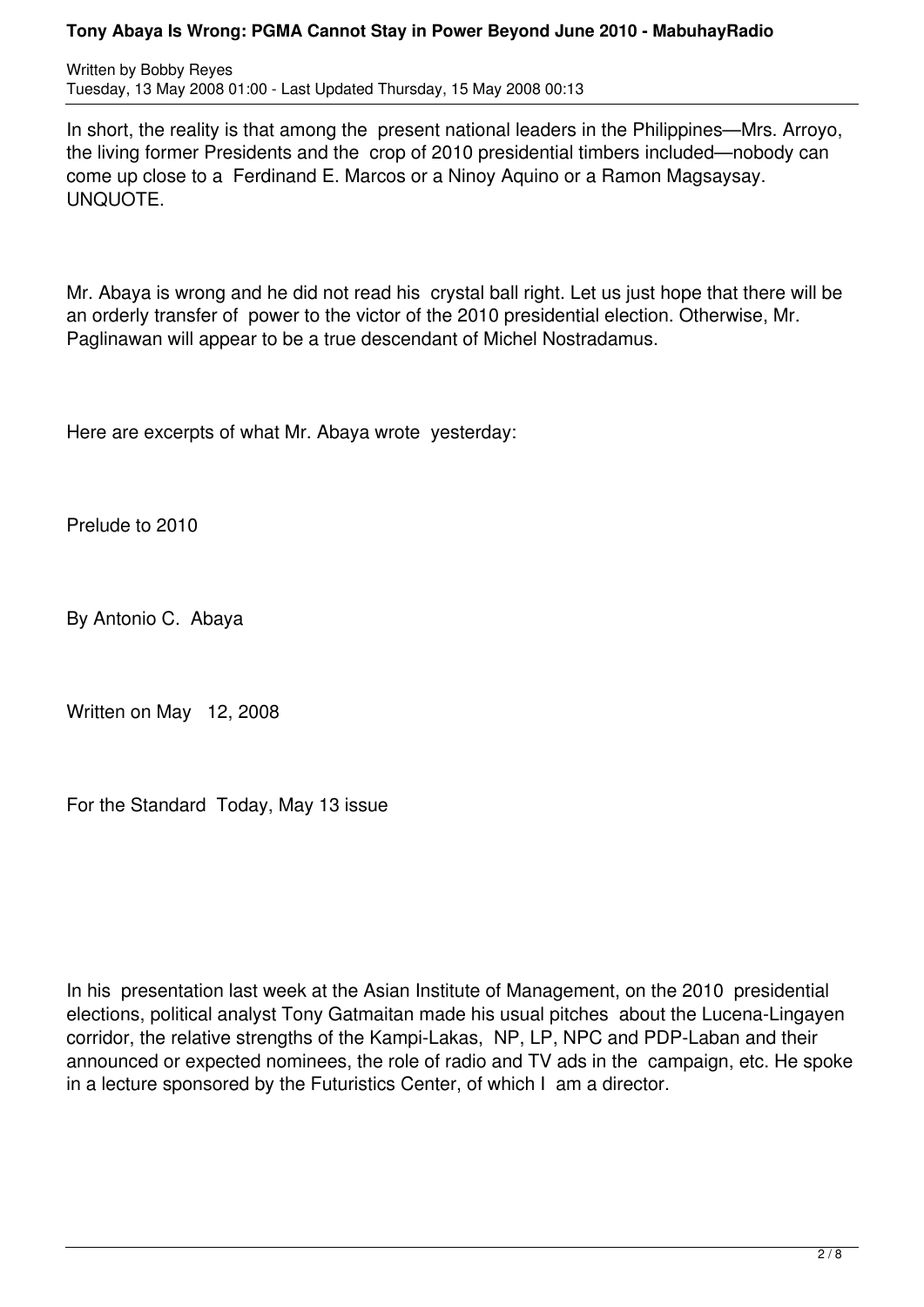In short, the reality is that among the present national leaders in the Philippines—Mrs. Arroyo, the living former Presidents and the crop of 2010 presidential timbers included—nobody can come up close to a Ferdinand E. Marcos or a Ninoy Aquino or a Ramon Magsaysay. UNQUOTE.

Mr. Abaya is wrong and he did not read his crystal ball right. Let us just hope that there will be an orderly transfer of power to the victor of the 2010 presidential election. Otherwise, Mr. Paglinawan will appear to be a true descendant of Michel Nostradamus.

Here are excerpts of what Mr. Abaya wrote yesterday:

Prelude to 2010

By Antonio C. Abaya

Written on May 12, 2008

For the Standard Today, May 13 issue

In his presentation last week at the Asian Institute of Management, on the 2010 presidential elections, political analyst Tony Gatmaitan made his usual pitches about the Lucena-Lingayen corridor, the relative strengths of the Kampi-Lakas, NP, LP, NPC and PDP-Laban and their announced or expected nominees, the role of radio and TV ads in the campaign, etc. He spoke in a lecture sponsored by the Futuristics Center, of which I am a director.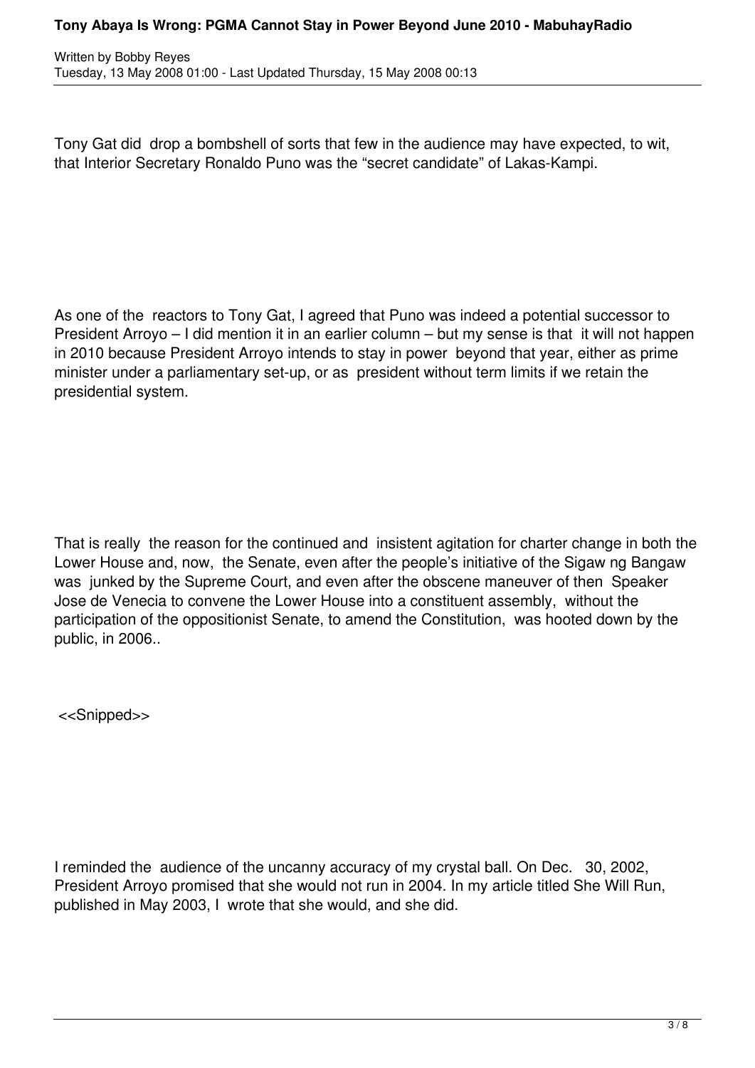Tony Gat did drop a bombshell of sorts that few in the audience may have expected, to wit, that Interior Secretary Ronaldo Puno was the "secret candidate" of Lakas-Kampi.

As one of the reactors to Tony Gat, I agreed that Puno was indeed a potential successor to President Arroyo – I did mention it in an earlier column – but my sense is that it will not happen in 2010 because President Arroyo intends to stay in power beyond that year, either as prime minister under a parliamentary set-up, or as president without term limits if we retain the presidential system.

That is really the reason for the continued and insistent agitation for charter change in both the Lower House and, now, the Senate, even after the people's initiative of the Sigaw ng Bangaw was junked by the Supreme Court, and even after the obscene maneuver of then Speaker Jose de Venecia to convene the Lower House into a constituent assembly, without the participation of the oppositionist Senate, to amend the Constitution, was hooted down by the public, in 2006..

<<Snipped>>

I reminded the audience of the uncanny accuracy of my crystal ball. On Dec. 30, 2002, President Arroyo promised that she would not run in 2004. In my article titled She Will Run, published in May 2003, I wrote that she would, and she did.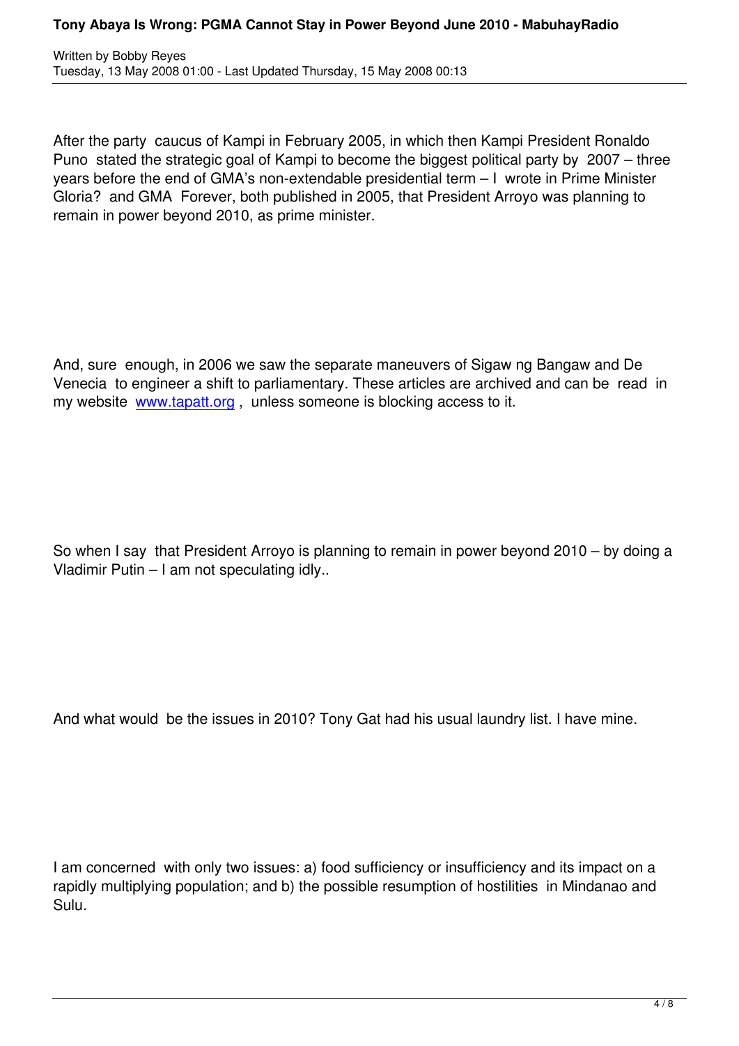After the party caucus of Kampi in February 2005, in which then Kampi President Ronaldo Puno stated the strategic goal of Kampi to become the biggest political party by 2007 – three years before the end of GMA's non-extendable presidential term – I wrote in Prime Minister Gloria? and GMA Forever, both published in 2005, that President Arroyo was planning to remain in power beyond 2010, as prime minister.

And, sure enough, in 2006 we saw the separate maneuvers of Sigaw ng Bangaw and De Venecia to engineer a shift to parliamentary. These articles are archived and can be read in my website [www.tapatt.org](http://www.tapatt.org), unless someone is blocking access to it.

So when I say that President Arroyo is planning to remain in power beyond 2010 – by doing a Vladimir Putin – I am not speculating idly..

And what would be the issues in 2010? Tony Gat had his usual laundry list. I have mine.

I am concerned with only two issues: a) food sufficiency or insufficiency and its impact on a rapidly multiplying population; and b) the possible resumption of hostilities in Mindanao and Sulu.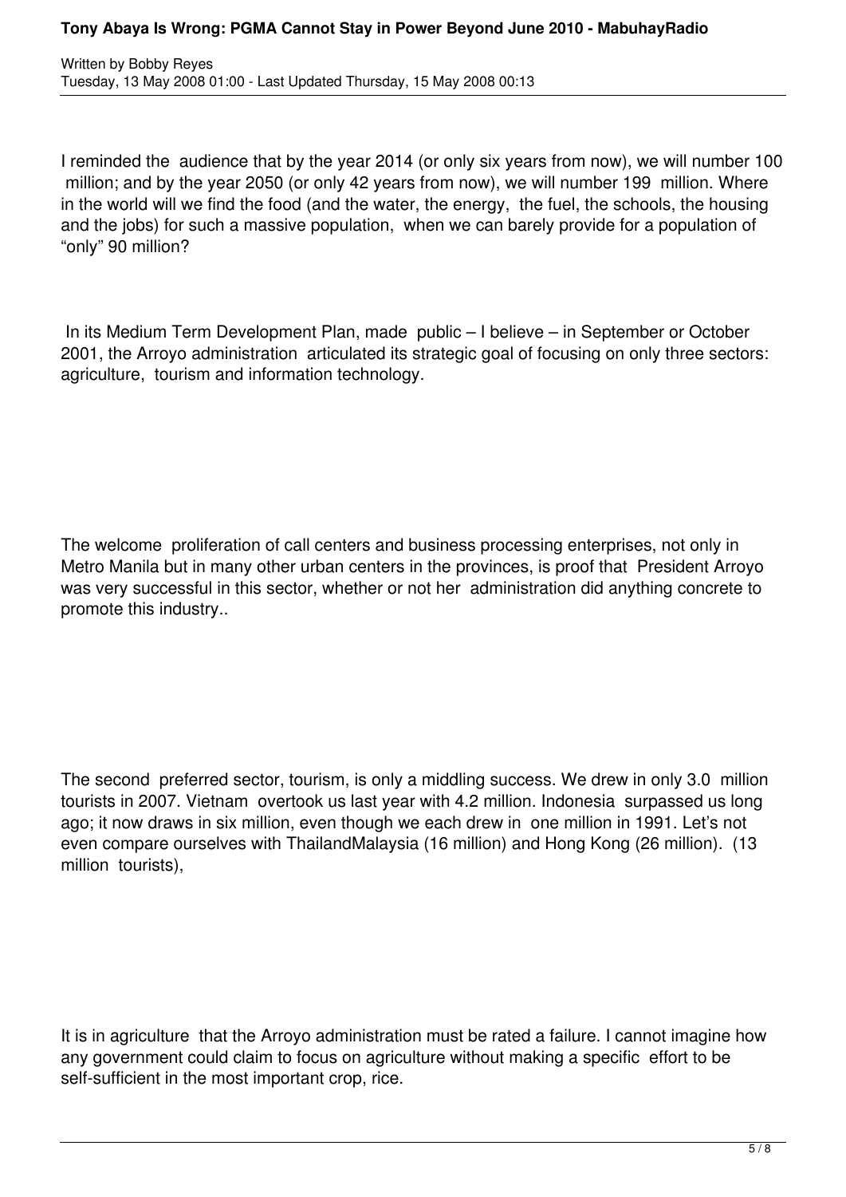I reminded the audience that by the year 2014 (or only six years from now), we will number 100 million; and by the year 2050 (or only 42 years from now), we will number 199 million. Where in the world will we find the food (and the water, the energy, the fuel, the schools, the housing and the jobs) for such a massive population, when we can barely provide for a population of "only" 90 million?

In its Medium Term Development Plan, made public – I believe – in September or October 2001, the Arroyo administration articulated its strategic goal of focusing on only three sectors: agriculture, tourism and information technology.

The welcome proliferation of call centers and business processing enterprises, not only in Metro Manila but in many other urban centers in the provinces, is proof that President Arroyo was very successful in this sector, whether or not her administration did anything concrete to promote this industry..

The second preferred sector, tourism, is only a middling success. We drew in only 3.0 million tourists in 2007. Vietnam overtook us last year with 4.2 million. Indonesia surpassed us long ago; it now draws in six million, even though we each drew in one million in 1991. Let's not even compare ourselves with ThailandMalaysia (16 million) and Hong Kong (26 million). (13 million tourists),

It is in agriculture that the Arroyo administration must be rated a failure. I cannot imagine how any government could claim to focus on agriculture without making a specific effort to be self-sufficient in the most important crop, rice.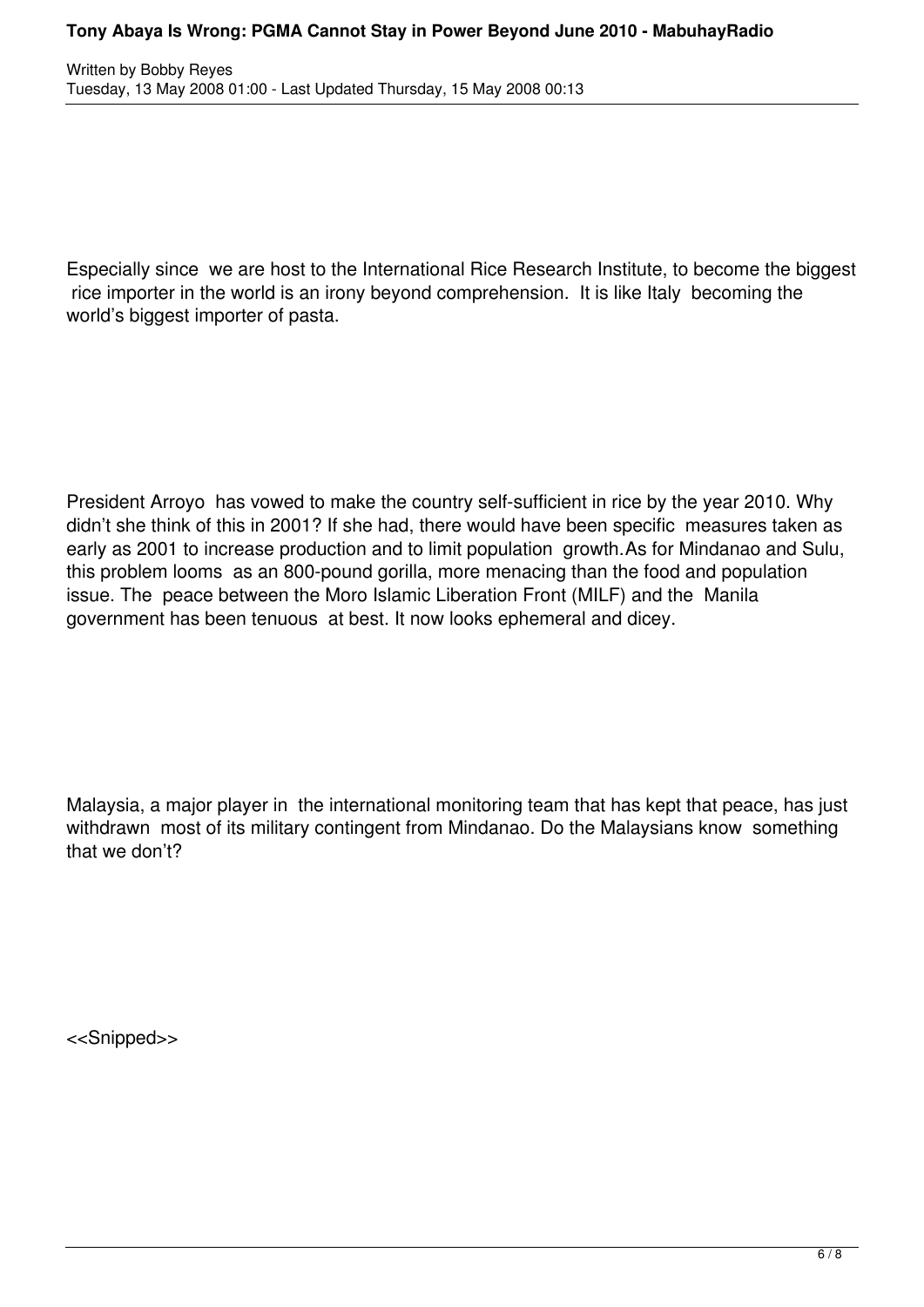Especially since we are host to the International Rice Research Institute, to become the biggest rice importer in the world is an irony beyond comprehension. It is like Italy becoming the world's biggest importer of pasta.

President Arroyo has vowed to make the country self-sufficient in rice by the year 2010. Why didn't she think of this in 2001? If she had, there would have been specific measures taken as early as 2001 to increase production and to limit population growth.As for Mindanao and Sulu, this problem looms as an 800-pound gorilla, more menacing than the food and population issue. The peace between the Moro Islamic Liberation Front (MILF) and the Manila government has been tenuous at best. It now looks ephemeral and dicey.

Malaysia, a major player in the international monitoring team that has kept that peace, has just withdrawn most of its military contingent from Mindanao. Do the Malaysians know something that we don't?

<<Snipped>>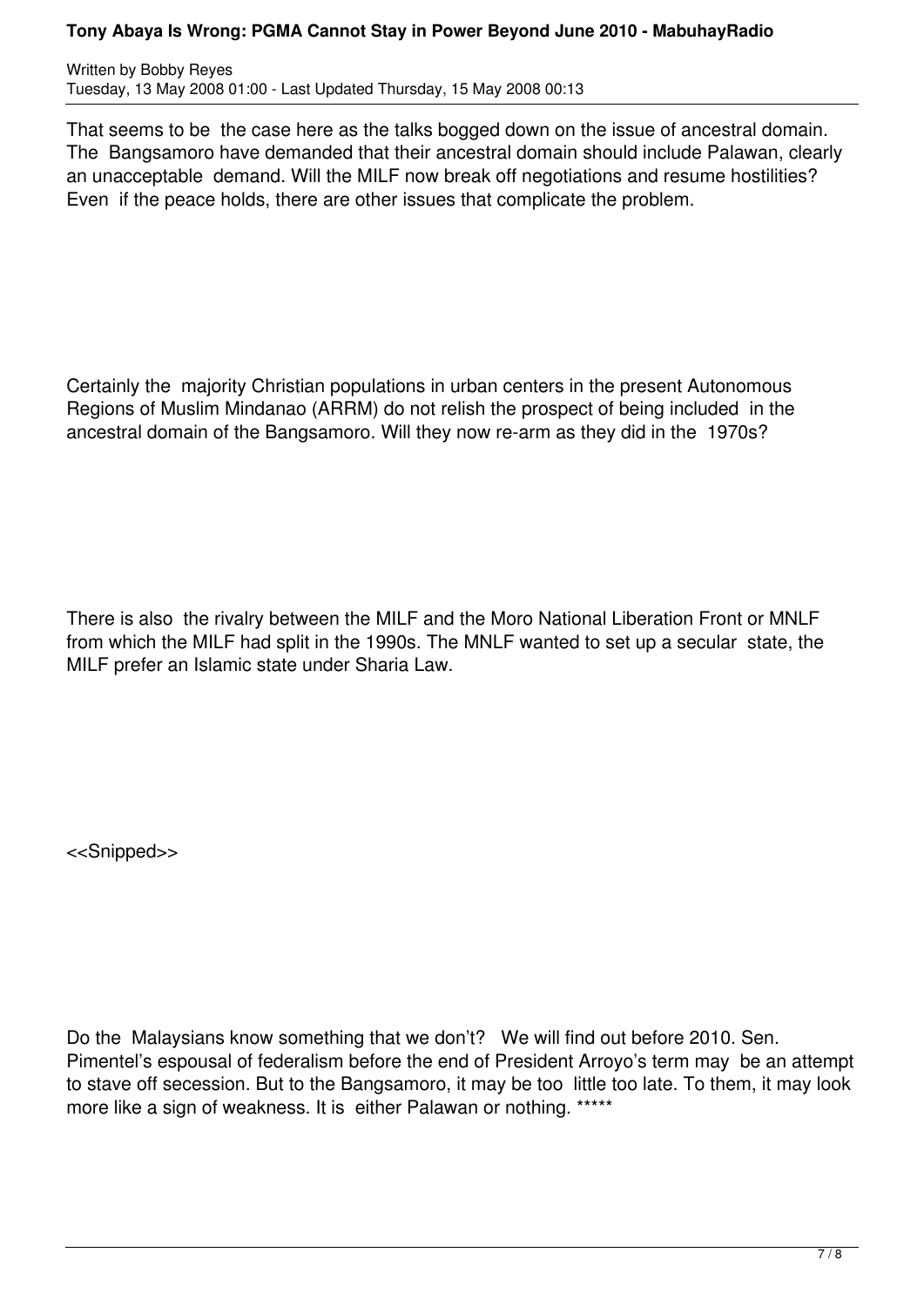That seems to be the case here as the talks bogged down on the issue of ancestral domain. The Bangsamoro have demanded that their ancestral domain should include Palawan, clearly an unacceptable demand. Will the MILF now break off negotiations and resume hostilities? Even if the peace holds, there are other issues that complicate the problem.

Certainly the majority Christian populations in urban centers in the present Autonomous Regions of Muslim Mindanao (ARRM) do not relish the prospect of being included in the ancestral domain of the Bangsamoro. Will they now re-arm as they did in the 1970s?

There is also the rivalry between the MILF and the Moro National Liberation Front or MNLF from which the MILF had split in the 1990s. The MNLF wanted to set up a secular state, the MILF prefer an Islamic state under Sharia Law.

<<Snipped>>

Do the Malaysians know something that we don't? We will find out before 2010. Sen. Pimentel's espousal of federalism before the end of President Arroyo's term may be an attempt to stave off secession. But to the Bangsamoro, it may be too little too late. To them, it may look more like a sign of weakness. It is either Palawan or nothing. *****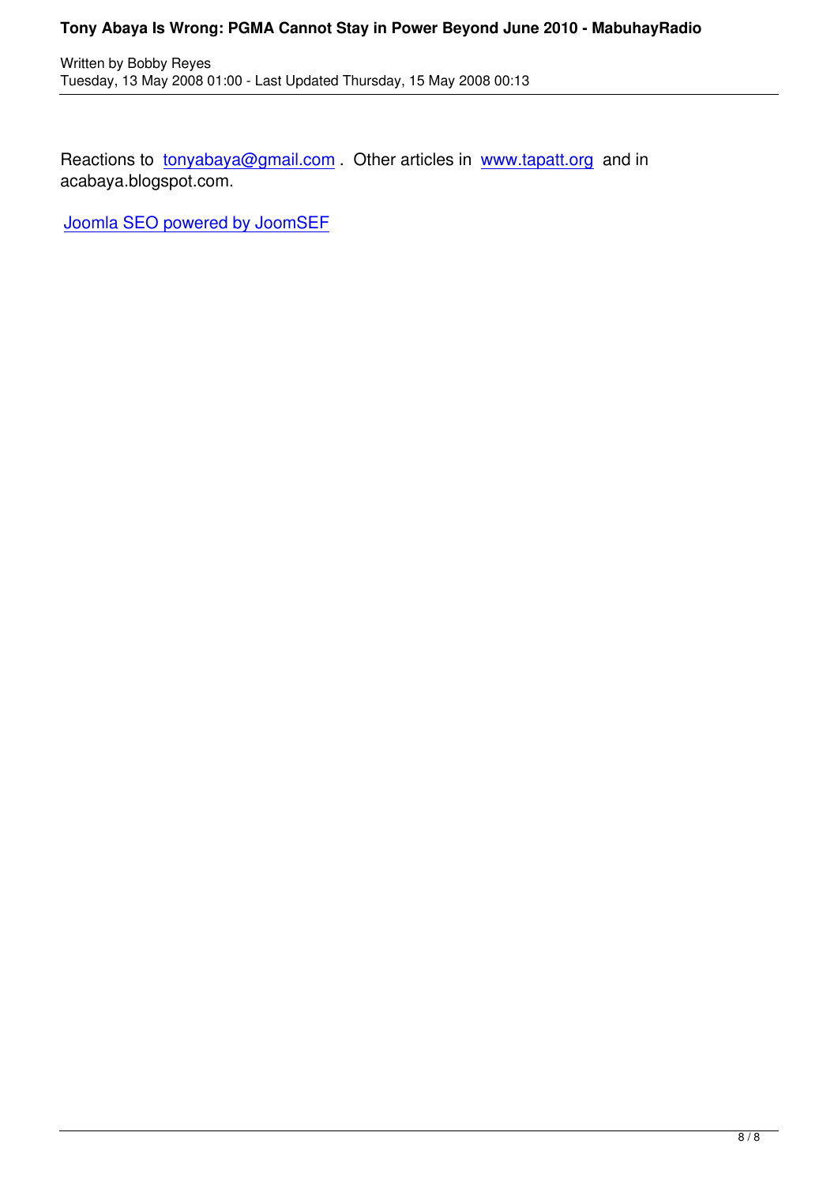Reactions to tonyabaya@gmail.com . Other articles in www.tapatt.org and in acabaya.blogspot.com.

Joomla SEO powered by JoomSEF